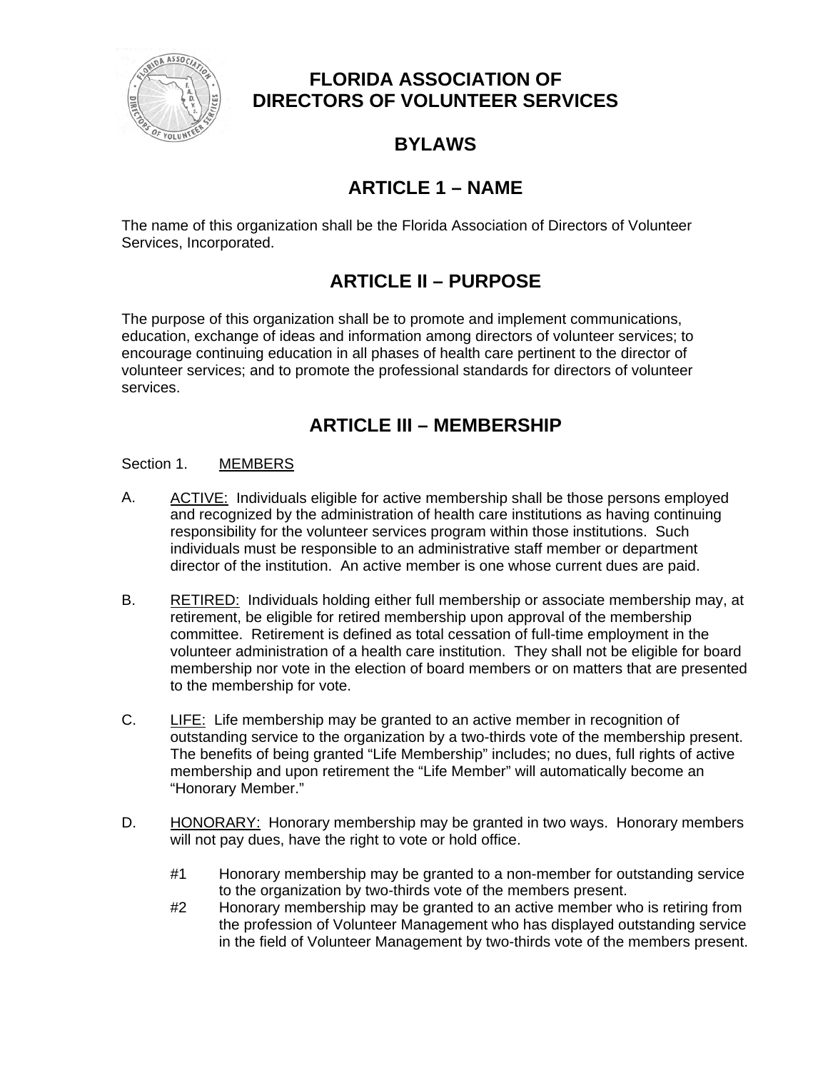# FLORIDA ASSOCIATION OF DIRECTORS OF VOLUNTEER SERVICES

## BYLAWS

## ARTICLE 1 – NAME

The name of this organization shall be the Florida Association of Directors of Volunteer Services, Incorporated.

## ARTICLE II – PURPOSE

The purpose of this organization shall be to promote and implement communications, education, exchange of ideas and information among directors of volunteer services; to encourage continuing education in all phases of health care pertinent to the director of volunteer services; and to promote the professional standards for directors of volunteer services.

## ARTICLE III – MEMBERSHIP

Section 1. <u>MEMBERS</u>

A. <u>ACTIVE:</u> Individuals eligible for active membership shall be those persons employed and recognized by the administration of health care institutions as having continuing responsibility for the volunteer services program within those institutions. Such individuals must be responsible to an administrative staff member or department director of the institution. An active member is one whose current dues are paid.

B. <u>RETIRED:</u> Individuals holding either full membership or associate membership may, at retirement, be eligible for retired membership upon approval of the membership committee. Retirement is defined as total cessation of full-time employment in the volunteer administration of a health care institution. They shall not be eligible for board membership nor vote in the election of board members or on matters that are presented to the membership for vote.

C. <u>LIFE:</u> Life membership may be granted to an active member in recognition of outstanding service to the organization by a two-thirds vote of the membership present. The benefits of being granted "Life Membership" includes; no dues, full rights of active membership and upon retirement the "Life Member" will automatically become an "Honorary Member."

D. <u>HONORARY:</u> Honorary membership may be granted in two ways. Honorary members will not pay dues, have the right to vote or hold office.

   #1 Honorary membership may be granted to a non-member for outstanding service to the organization by two-thirds vote of the members present.

   #2 Honorary membership may be granted to an active member who is retiring from the profession of Volunteer Management who has displayed outstanding service in the field of Volunteer Management by two-thirds vote of the members present.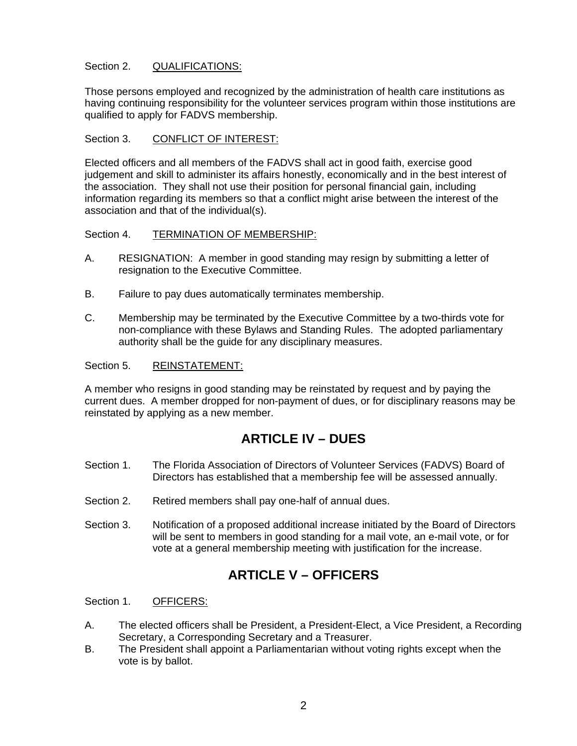Section 2. QUALIFICATIONS:

Those persons employed and recognized by the administration of health care institutions as having continuing responsibility for the volunteer services program within those institutions are qualified to apply for FADVS membership.

Section 3. CONFLICT OF INTEREST:

Elected officers and all members of the FADVS shall act in good faith, exercise good judgement and skill to administer its affairs honestly, economically and in the best interest of the association. They shall not use their position for personal financial gain, including information regarding its members so that a conflict might arise between the interest of the association and that of the individual(s).

Section 4. TERMINATION OF MEMBERSHIP:

A. RESIGNATION: A member in good standing may resign by submitting a letter of resignation to the Executive Committee.

B. Failure to pay dues automatically terminates membership.

C. Membership may be terminated by the Executive Committee by a two-thirds vote for non-compliance with these Bylaws and Standing Rules. The adopted parliamentary authority shall be the guide for any disciplinary measures.

Section 5. REINSTATEMENT:

A member who resigns in good standing may be reinstated by request and by paying the current dues. A member dropped for non-payment of dues, or for disciplinary reasons may be reinstated by applying as a new member.

## ARTICLE IV – DUES

Section 1. The Florida Association of Directors of Volunteer Services (FADVS) Board of Directors has established that a membership fee will be assessed annually.

Section 2. Retired members shall pay one-half of annual dues.

Section 3. Notification of a proposed additional increase initiated by the Board of Directors will be sent to members in good standing for a mail vote, an e-mail vote, or for vote at a general membership meeting with justification for the increase.

## ARTICLE V – OFFICERS

Section 1. OFFICERS:

A. The elected officers shall be President, a President-Elect, a Vice President, a Recording Secretary, a Corresponding Secretary and a Treasurer.

B. The President shall appoint a Parliamentarian without voting rights except when the vote is by ballot.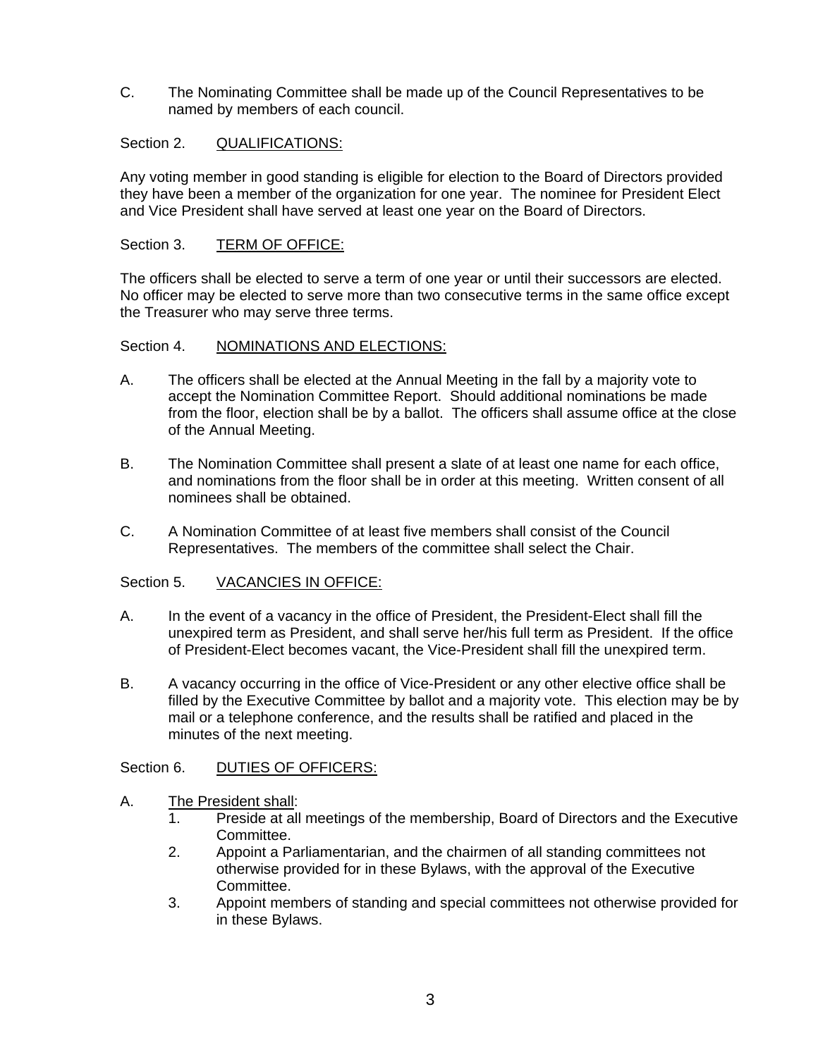C. The Nominating Committee shall be made up of the Council Representatives to be named by members of each council.

Section 2. <u>QUALIFICATIONS:</u>

Any voting member in good standing is eligible for election to the Board of Directors provided they have been a member of the organization for one year. The nominee for President Elect and Vice President shall have served at least one year on the Board of Directors.

Section 3. <u>TERM OF OFFICE:</u>

The officers shall be elected to serve a term of one year or until their successors are elected. No officer may be elected to serve more than two consecutive terms in the same office except the Treasurer who may serve three terms.

Section 4. <u>NOMINATIONS AND ELECTIONS:</u>

A. The officers shall be elected at the Annual Meeting in the fall by a majority vote to accept the Nomination Committee Report. Should additional nominations be made from the floor, election shall be by a ballot. The officers shall assume office at the close of the Annual Meeting.

B. The Nomination Committee shall present a slate of at least one name for each office, and nominations from the floor shall be in order at this meeting. Written consent of all nominees shall be obtained.

C. A Nomination Committee of at least five members shall consist of the Council Representatives. The members of the committee shall select the Chair.

Section 5. <u>VACANCIES IN OFFICE:</u>

A. In the event of a vacancy in the office of President, the President-Elect shall fill the unexpired term as President, and shall serve her/his full term as President. If the office of President-Elect becomes vacant, the Vice-President shall fill the unexpired term.

B. A vacancy occurring in the office of Vice-President or any other elective office shall be filled by the Executive Committee by ballot and a majority vote. This election may be by mail or a telephone conference, and the results shall be ratified and placed in the minutes of the next meeting.

Section 6. <u>DUTIES OF OFFICERS:</u>

A. <u>The President shall</u>:
   1. Preside at all meetings of the membership, Board of Directors and the Executive Committee.
   2. Appoint a Parliamentarian, and the chairmen of all standing committees not otherwise provided for in these Bylaws, with the approval of the Executive Committee.
   3. Appoint members of standing and special committees not otherwise provided for in these Bylaws.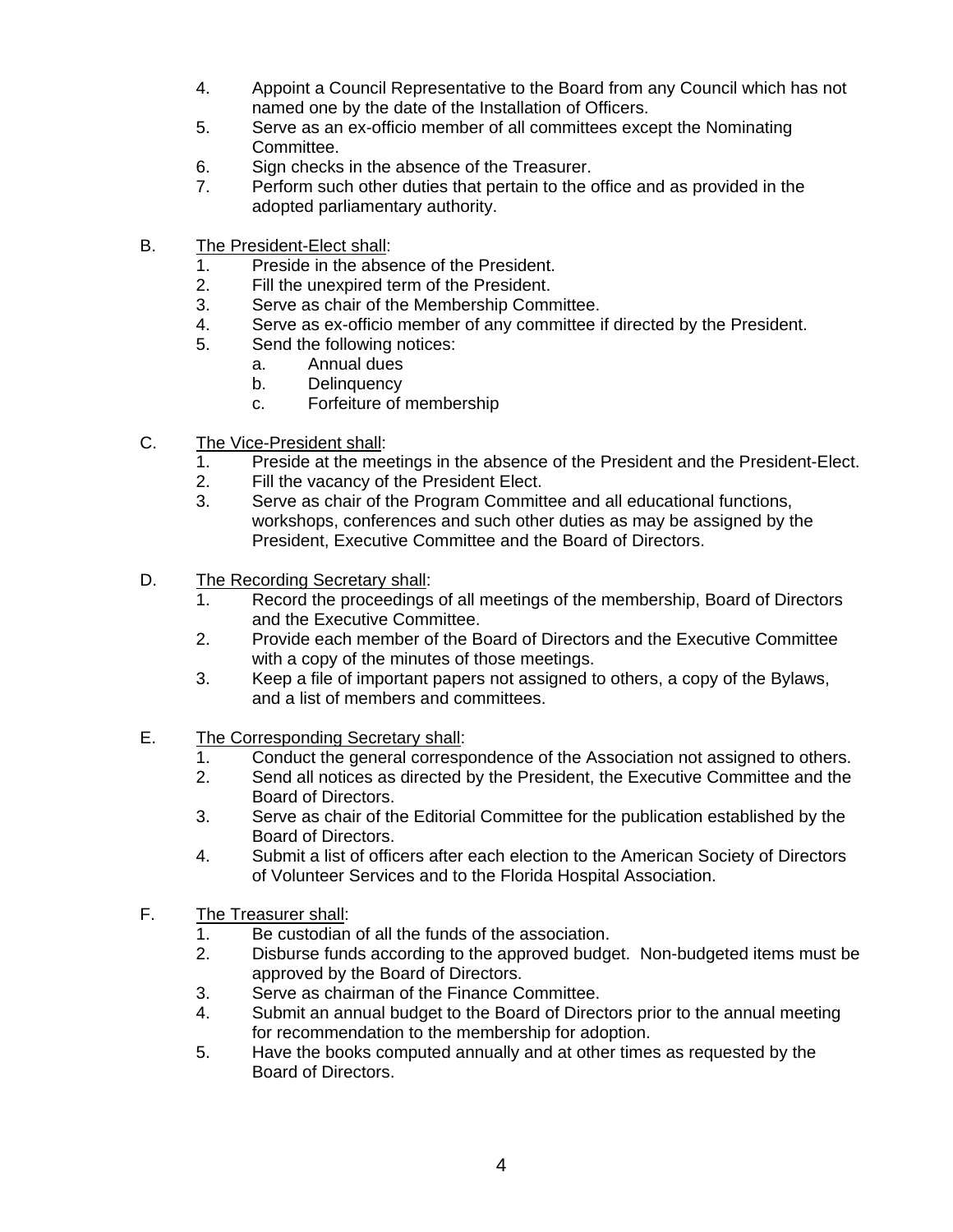4. Appoint a Council Representative to the Board from any Council which has not named one by the date of the Installation of Officers.
5. Serve as an ex-officio member of all committees except the Nominating Committee.
6. Sign checks in the absence of the Treasurer.
7. Perform such other duties that pertain to the office and as provided in the adopted parliamentary authority.

B. <u>The President-Elect shall</u>:
   1. Preside in the absence of the President.
   2. Fill the unexpired term of the President.
   3. Serve as chair of the Membership Committee.
   4. Serve as ex-officio member of any committee if directed by the President.
   5. Send the following notices:
      a. Annual dues
      b. Delinquency
      c. Forfeiture of membership

C. <u>The Vice-President shall</u>:
   1. Preside at the meetings in the absence of the President and the President-Elect.
   2. Fill the vacancy of the President Elect.
   3. Serve as chair of the Program Committee and all educational functions, workshops, conferences and such other duties as may be assigned by the President, Executive Committee and the Board of Directors.

D. <u>The Recording Secretary shall</u>:
   1. Record the proceedings of all meetings of the membership, Board of Directors and the Executive Committee.
   2. Provide each member of the Board of Directors and the Executive Committee with a copy of the minutes of those meetings.
   3. Keep a file of important papers not assigned to others, a copy of the Bylaws, and a list of members and committees.

E. <u>The Corresponding Secretary shall</u>:
   1. Conduct the general correspondence of the Association not assigned to others.
   2. Send all notices as directed by the President, the Executive Committee and the Board of Directors.
   3. Serve as chair of the Editorial Committee for the publication established by the Board of Directors.
   4. Submit a list of officers after each election to the American Society of Directors of Volunteer Services and to the Florida Hospital Association.

F. <u>The Treasurer shall</u>:
   1. Be custodian of all the funds of the association.
   2. Disburse funds according to the approved budget. Non-budgeted items must be approved by the Board of Directors.
   3. Serve as chairman of the Finance Committee.
   4. Submit an annual budget to the Board of Directors prior to the annual meeting for recommendation to the membership for adoption.
   5. Have the books computed annually and at other times as requested by the Board of Directors.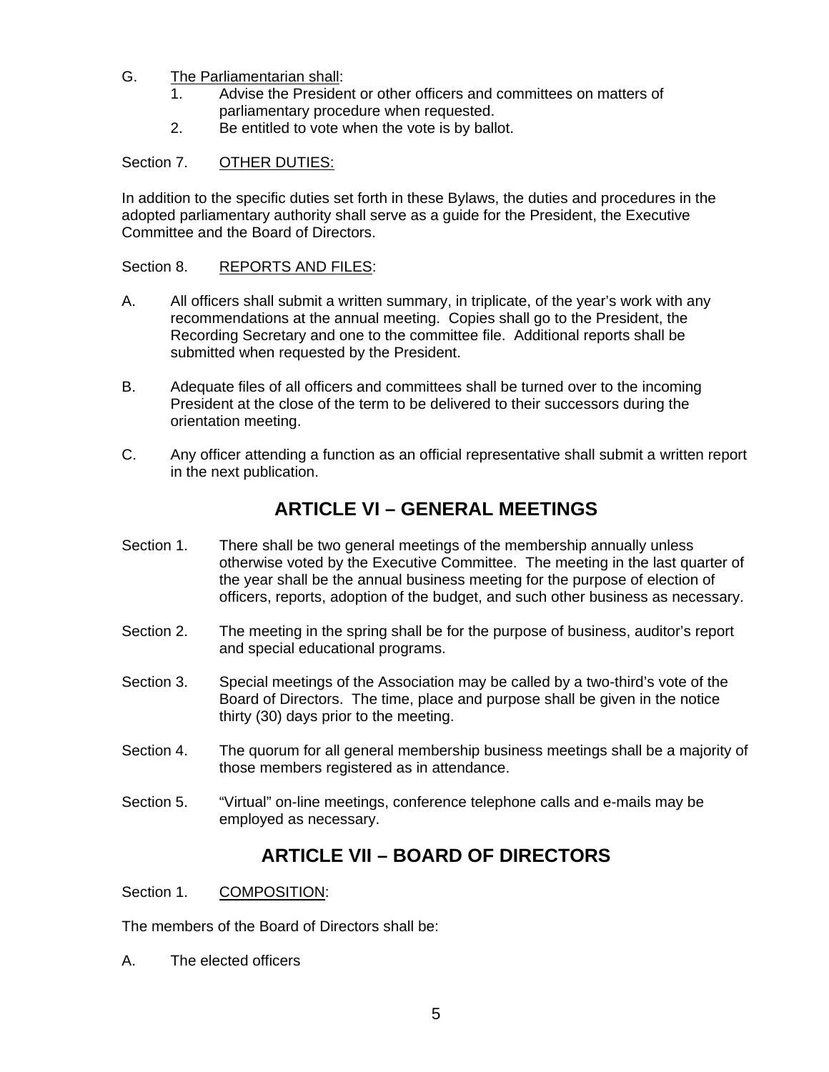G. <u>The Parliamentarian shall</u>:
   1. Advise the President or other officers and committees on matters of parliamentary procedure when requested.
   2. Be entitled to vote when the vote is by ballot.

Section 7. <u>OTHER DUTIES:</u>

In addition to the specific duties set forth in these Bylaws, the duties and procedures in the adopted parliamentary authority shall serve as a guide for the President, the Executive Committee and the Board of Directors.

Section 8. <u>REPORTS AND FILES</u>:

A. All officers shall submit a written summary, in triplicate, of the year's work with any recommendations at the annual meeting. Copies shall go to the President, the Recording Secretary and one to the committee file. Additional reports shall be submitted when requested by the President.

B. Adequate files of all officers and committees shall be turned over to the incoming President at the close of the term to be delivered to their successors during the orientation meeting.

C. Any officer attending a function as an official representative shall submit a written report in the next publication.

## ARTICLE VI – GENERAL MEETINGS

Section 1. There shall be two general meetings of the membership annually unless otherwise voted by the Executive Committee. The meeting in the last quarter of the year shall be the annual business meeting for the purpose of election of officers, reports, adoption of the budget, and such other business as necessary.

Section 2. The meeting in the spring shall be for the purpose of business, auditor's report and special educational programs.

Section 3. Special meetings of the Association may be called by a two-third's vote of the Board of Directors. The time, place and purpose shall be given in the notice thirty (30) days prior to the meeting.

Section 4. The quorum for all general membership business meetings shall be a majority of those members registered as in attendance.

Section 5. "Virtual" on-line meetings, conference telephone calls and e-mails may be employed as necessary.

## ARTICLE VII – BOARD OF DIRECTORS

Section 1. <u>COMPOSITION</u>:

The members of the Board of Directors shall be:

A. The elected officers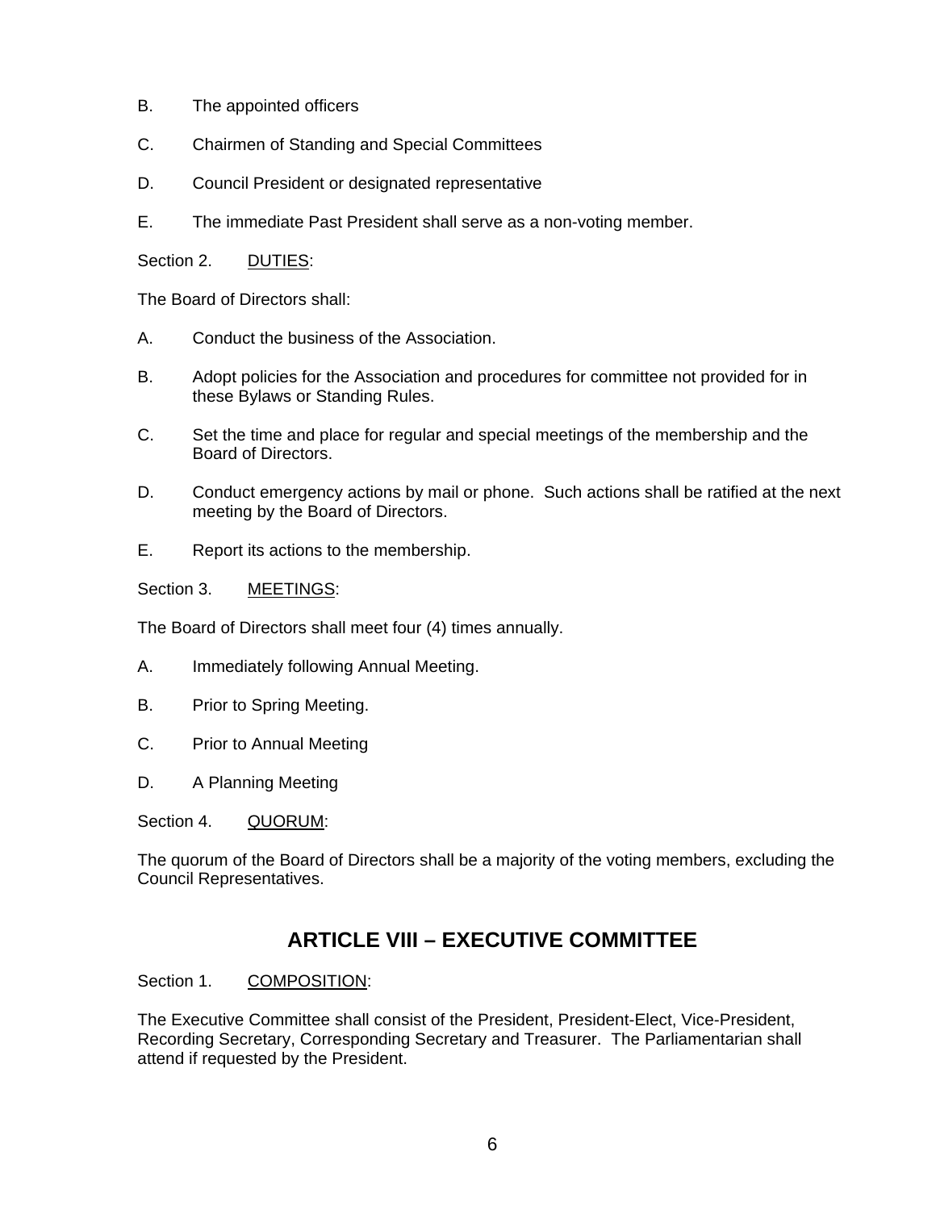B. The appointed officers

C. Chairmen of Standing and Special Committees

D. Council President or designated representative

E. The immediate Past President shall serve as a non-voting member.

Section 2. <u>DUTIES</u>:

The Board of Directors shall:

A. Conduct the business of the Association.

B. Adopt policies for the Association and procedures for committee not provided for in these Bylaws or Standing Rules.

C. Set the time and place for regular and special meetings of the membership and the Board of Directors.

D. Conduct emergency actions by mail or phone. Such actions shall be ratified at the next meeting by the Board of Directors.

E. Report its actions to the membership.

Section 3. <u>MEETINGS</u>:

The Board of Directors shall meet four (4) times annually.

A. Immediately following Annual Meeting.

B. Prior to Spring Meeting.

C. Prior to Annual Meeting

D. A Planning Meeting

Section 4. <u>QUORUM</u>:

The quorum of the Board of Directors shall be a majority of the voting members, excluding the Council Representatives.

## ARTICLE VIII – EXECUTIVE COMMITTEE

Section 1. <u>COMPOSITION</u>:

The Executive Committee shall consist of the President, President-Elect, Vice-President, Recording Secretary, Corresponding Secretary and Treasurer. The Parliamentarian shall attend if requested by the President.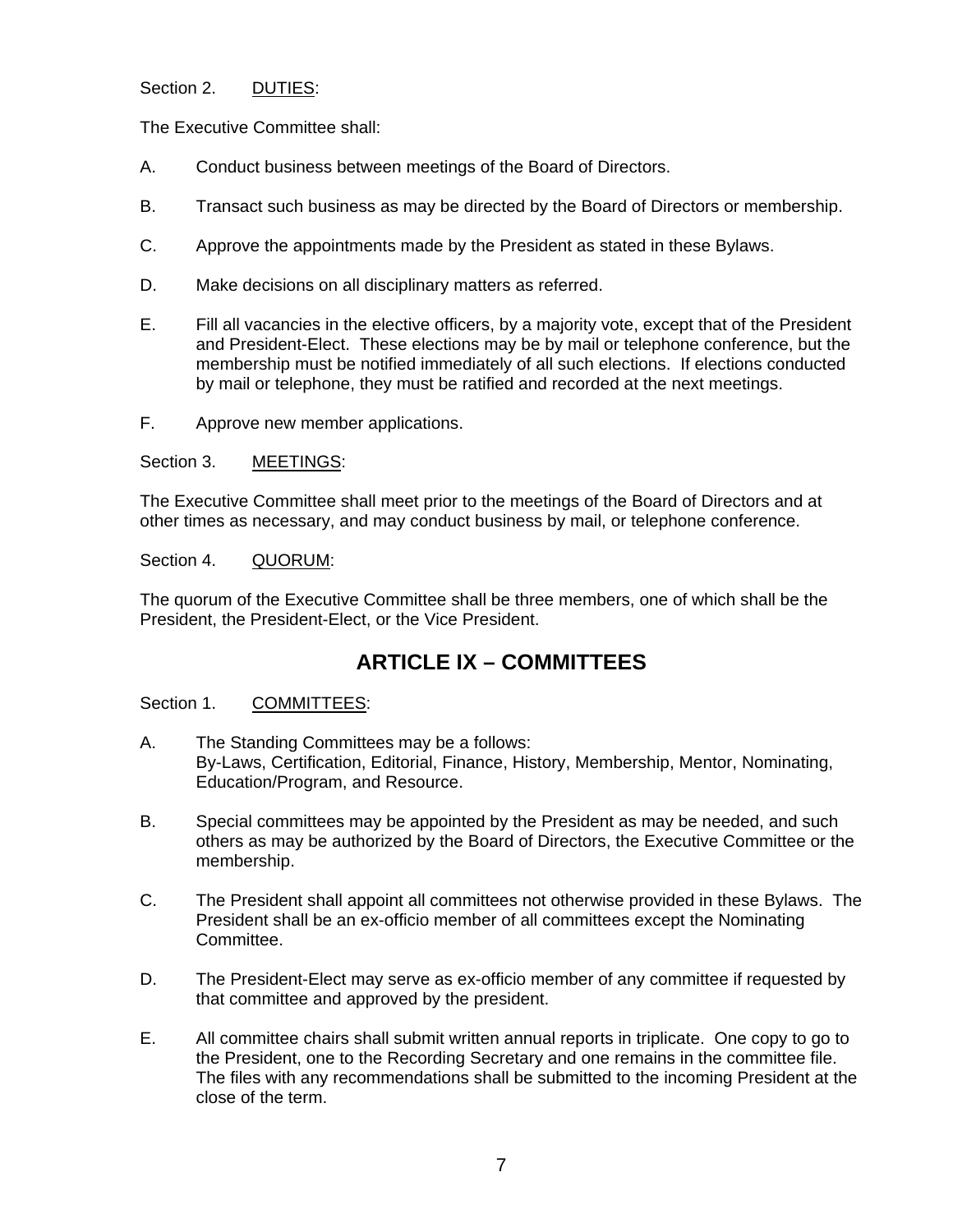Section 2. <u>DUTIES</u>:

The Executive Committee shall:

A. Conduct business between meetings of the Board of Directors.

B. Transact such business as may be directed by the Board of Directors or membership.

C. Approve the appointments made by the President as stated in these Bylaws.

D. Make decisions on all disciplinary matters as referred.

E. Fill all vacancies in the elective officers, by a majority vote, except that of the President and President-Elect. These elections may be by mail or telephone conference, but the membership must be notified immediately of all such elections. If elections conducted by mail or telephone, they must be ratified and recorded at the next meetings.

F. Approve new member applications.

Section 3. <u>MEETINGS</u>:

The Executive Committee shall meet prior to the meetings of the Board of Directors and at other times as necessary, and may conduct business by mail, or telephone conference.

Section 4. <u>QUORUM</u>:

The quorum of the Executive Committee shall be three members, one of which shall be the President, the President-Elect, or the Vice President.

## ARTICLE IX – COMMITTEES

Section 1. <u>COMMITTEES</u>:

A. The Standing Committees may be a follows:
By-Laws, Certification, Editorial, Finance, History, Membership, Mentor, Nominating, Education/Program, and Resource.

B. Special committees may be appointed by the President as may be needed, and such others as may be authorized by the Board of Directors, the Executive Committee or the membership.

C. The President shall appoint all committees not otherwise provided in these Bylaws. The President shall be an ex-officio member of all committees except the Nominating Committee.

D. The President-Elect may serve as ex-officio member of any committee if requested by that committee and approved by the president.

E. All committee chairs shall submit written annual reports in triplicate. One copy to go to the President, one to the Recording Secretary and one remains in the committee file. The files with any recommendations shall be submitted to the incoming President at the close of the term.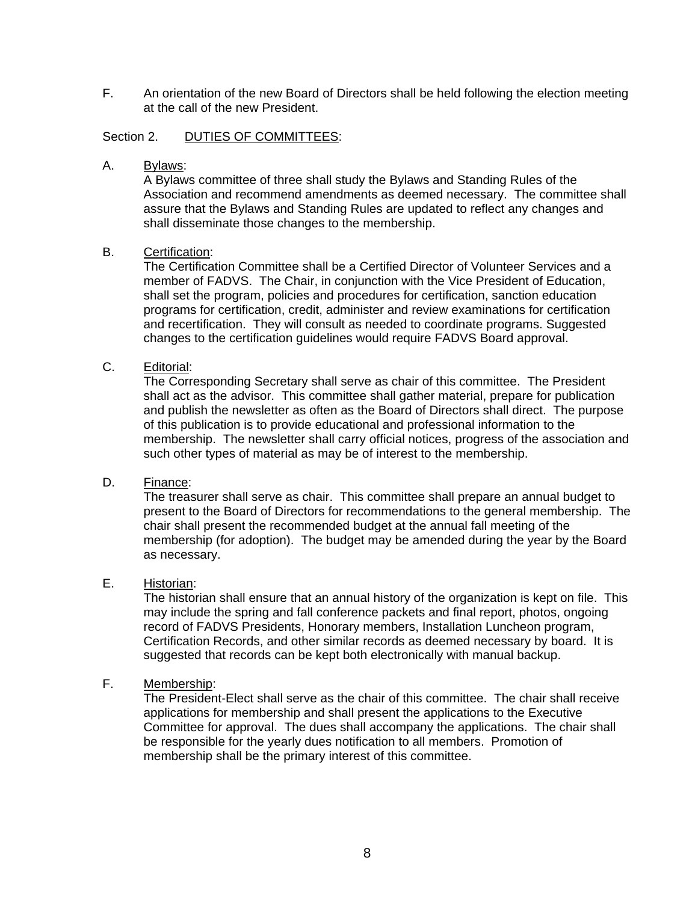F. An orientation of the new Board of Directors shall be held following the election meeting at the call of the new President.

Section 2. <u>DUTIES OF COMMITTEES</u>:

A. <u>Bylaws</u>:
A Bylaws committee of three shall study the Bylaws and Standing Rules of the Association and recommend amendments as deemed necessary. The committee shall assure that the Bylaws and Standing Rules are updated to reflect any changes and shall disseminate those changes to the membership.

B. <u>Certification</u>:
The Certification Committee shall be a Certified Director of Volunteer Services and a member of FADVS. The Chair, in conjunction with the Vice President of Education, shall set the program, policies and procedures for certification, sanction education programs for certification, credit, administer and review examinations for certification and recertification. They will consult as needed to coordinate programs. Suggested changes to the certification guidelines would require FADVS Board approval.

C. <u>Editorial</u>:
The Corresponding Secretary shall serve as chair of this committee. The President shall act as the advisor. This committee shall gather material, prepare for publication and publish the newsletter as often as the Board of Directors shall direct. The purpose of this publication is to provide educational and professional information to the membership. The newsletter shall carry official notices, progress of the association and such other types of material as may be of interest to the membership.

D. <u>Finance</u>:
The treasurer shall serve as chair. This committee shall prepare an annual budget to present to the Board of Directors for recommendations to the general membership. The chair shall present the recommended budget at the annual fall meeting of the membership (for adoption). The budget may be amended during the year by the Board as necessary.

E. <u>Historian</u>:
The historian shall ensure that an annual history of the organization is kept on file. This may include the spring and fall conference packets and final report, photos, ongoing record of FADVS Presidents, Honorary members, Installation Luncheon program, Certification Records, and other similar records as deemed necessary by board. It is suggested that records can be kept both electronically with manual backup.

F. <u>Membership</u>:
The President-Elect shall serve as the chair of this committee. The chair shall receive applications for membership and shall present the applications to the Executive Committee for approval. The dues shall accompany the applications. The chair shall be responsible for the yearly dues notification to all members. Promotion of membership shall be the primary interest of this committee.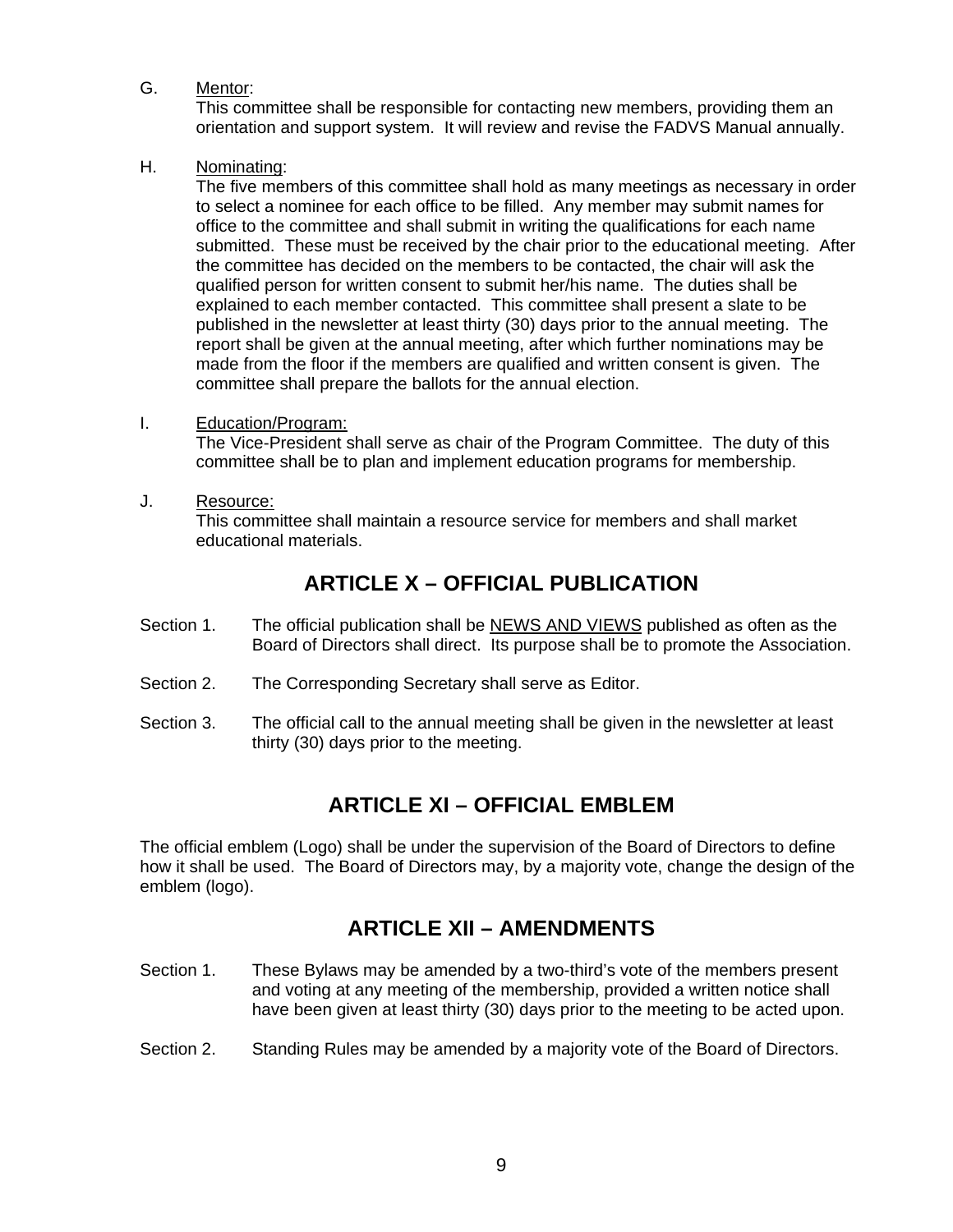G. Mentor:
This committee shall be responsible for contacting new members, providing them an orientation and support system. It will review and revise the FADVS Manual annually.

H. Nominating:
The five members of this committee shall hold as many meetings as necessary in order to select a nominee for each office to be filled. Any member may submit names for office to the committee and shall submit in writing the qualifications for each name submitted. These must be received by the chair prior to the educational meeting. After the committee has decided on the members to be contacted, the chair will ask the qualified person for written consent to submit her/his name. The duties shall be explained to each member contacted. This committee shall present a slate to be published in the newsletter at least thirty (30) days prior to the annual meeting. The report shall be given at the annual meeting, after which further nominations may be made from the floor if the members are qualified and written consent is given. The committee shall prepare the ballots for the annual election.

I. Education/Program:
The Vice-President shall serve as chair of the Program Committee. The duty of this committee shall be to plan and implement education programs for membership.

J. Resource:
This committee shall maintain a resource service for members and shall market educational materials.

## ARTICLE X – OFFICIAL PUBLICATION

Section 1. The official publication shall be NEWS AND VIEWS published as often as the Board of Directors shall direct. Its purpose shall be to promote the Association.

Section 2. The Corresponding Secretary shall serve as Editor.

Section 3. The official call to the annual meeting shall be given in the newsletter at least thirty (30) days prior to the meeting.

## ARTICLE XI – OFFICIAL EMBLEM

The official emblem (Logo) shall be under the supervision of the Board of Directors to define how it shall be used. The Board of Directors may, by a majority vote, change the design of the emblem (logo).

## ARTICLE XII – AMENDMENTS

Section 1. These Bylaws may be amended by a two-third's vote of the members present and voting at any meeting of the membership, provided a written notice shall have been given at least thirty (30) days prior to the meeting to be acted upon.

Section 2. Standing Rules may be amended by a majority vote of the Board of Directors.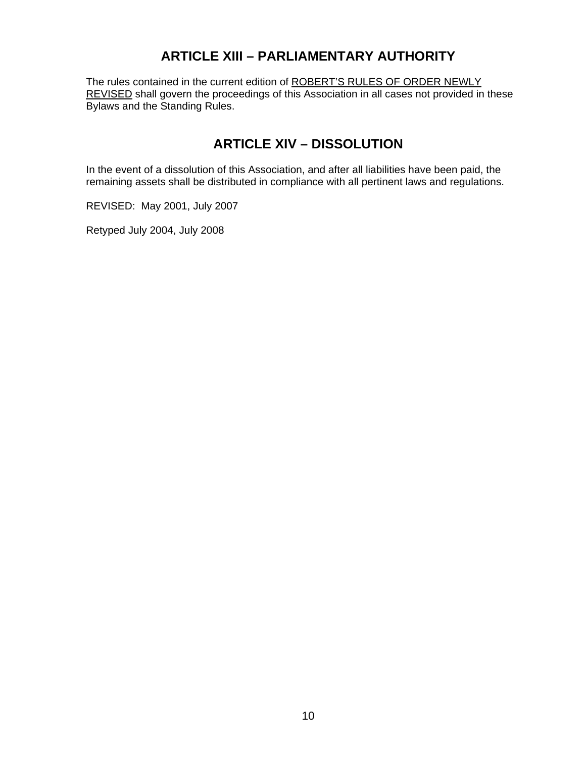## ARTICLE XIII – PARLIAMENTARY AUTHORITY

The rules contained in the current edition of <u>ROBERT'S RULES OF ORDER NEWLY REVISED</u> shall govern the proceedings of this Association in all cases not provided in these Bylaws and the Standing Rules.

## ARTICLE XIV – DISSOLUTION

In the event of a dissolution of this Association, and after all liabilities have been paid, the remaining assets shall be distributed in compliance with all pertinent laws and regulations.

REVISED: May 2001, July 2007

Retyped July 2004, July 2008